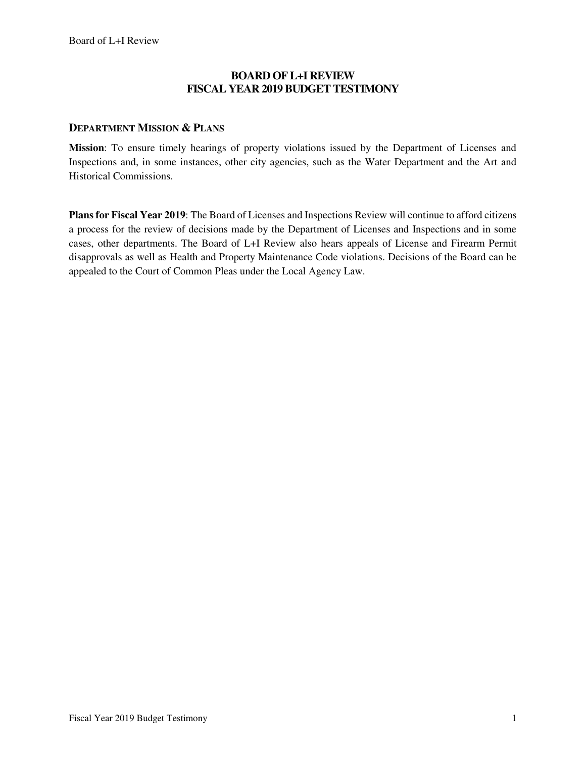# BOARD OF L+I REVIEW
# FISCAL YEAR 2019 BUDGET TESTIMONY

## DEPARTMENT MISSION & PLANS

**Mission**: To ensure timely hearings of property violations issued by the Department of Licenses and Inspections and, in some instances, other city agencies, such as the Water Department and the Art and Historical Commissions.

**Plans for Fiscal Year 2019**: The Board of Licenses and Inspections Review will continue to afford citizens a process for the review of decisions made by the Department of Licenses and Inspections and in some cases, other departments. The Board of L+I Review also hears appeals of License and Firearm Permit disapprovals as well as Health and Property Maintenance Code violations. Decisions of the Board can be appealed to the Court of Common Pleas under the Local Agency Law.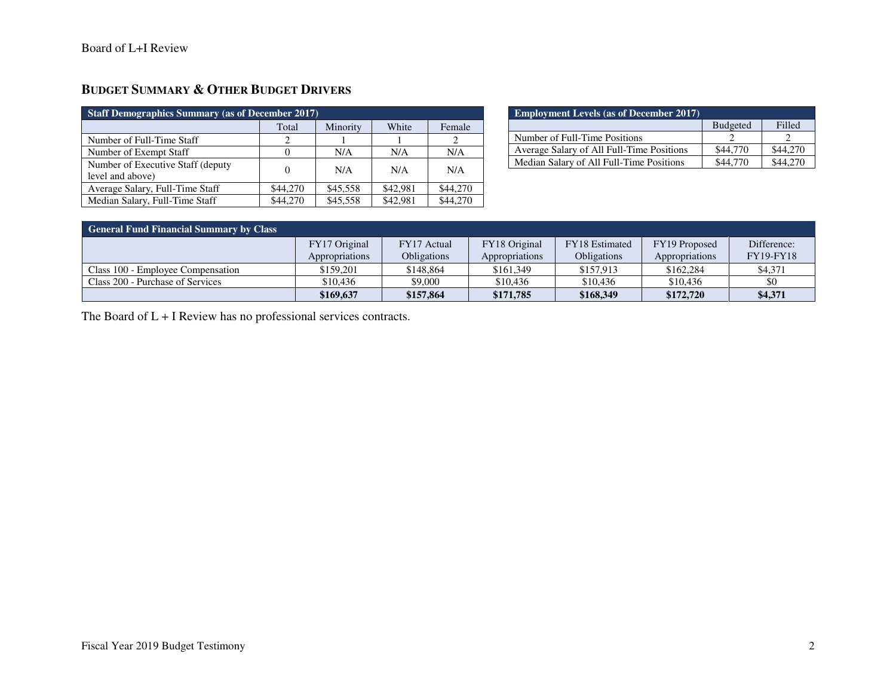## BUDGET SUMMARY & OTHER BUDGET DRIVERS

| Staff Demographics Summary (as of December 2017) | | | | |
|---|---|---|---|---|
| | Total | Minority | White | Female |
| Number of Full-Time Staff | 2 | 1 | 1 | 2 |
| Number of Exempt Staff | 0 | N/A | N/A | N/A |
| Number of Executive Staff (deputy level and above) | 0 | N/A | N/A | N/A |
| Average Salary, Full-Time Staff | $44,270 | $45,558 | $42,981 | $44,270 |
| Median Salary, Full-Time Staff | $44,270 | $45,558 | $42,981 | $44,270 |

| Employment Levels (as of December 2017) | | |
|---|---|---|
| | Budgeted | Filled |
| Number of Full-Time Positions | 2 | 2 |
| Average Salary of All Full-Time Positions | $44,770 | $44,270 |
| Median Salary of All Full-Time Positions | $44,770 | $44,270 |

| General Fund Financial Summary by Class | | | | | | |
|---|---|---|---|---|---|---|
| | FY17 Original Appropriations | FY17 Actual Obligations | FY18 Original Appropriations | FY18 Estimated Obligations | FY19 Proposed Appropriations | Difference: FY19-FY18 |
| Class 100 - Employee Compensation | $159,201 | $148,864 | $161,349 | $157,913 | $162,284 | $4,371 |
| Class 200 - Purchase of Services | $10,436 | $9,000 | $10,436 | $10,436 | $10,436 | $0 |
| | **$169,637** | **$157,864** | **$171,785** | **$168,349** | **$172,720** | **$4,371** |

The Board of L + I Review has no professional services contracts.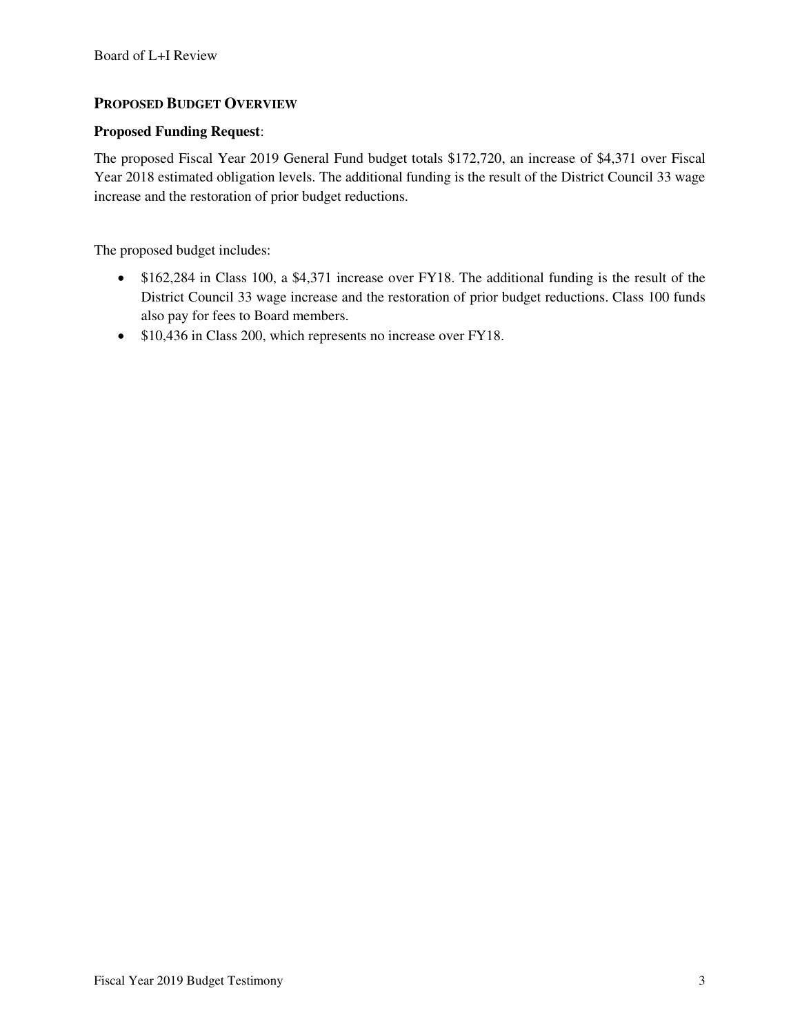## PROPOSED BUDGET OVERVIEW

**Proposed Funding Request**:

The proposed Fiscal Year 2019 General Fund budget totals $172,720, an increase of $4,371 over Fiscal Year 2018 estimated obligation levels. The additional funding is the result of the District Council 33 wage increase and the restoration of prior budget reductions.

The proposed budget includes:

- $162,284 in Class 100, a $4,371 increase over FY18. The additional funding is the result of the District Council 33 wage increase and the restoration of prior budget reductions. Class 100 funds also pay for fees to Board members.
- $10,436 in Class 200, which represents no increase over FY18.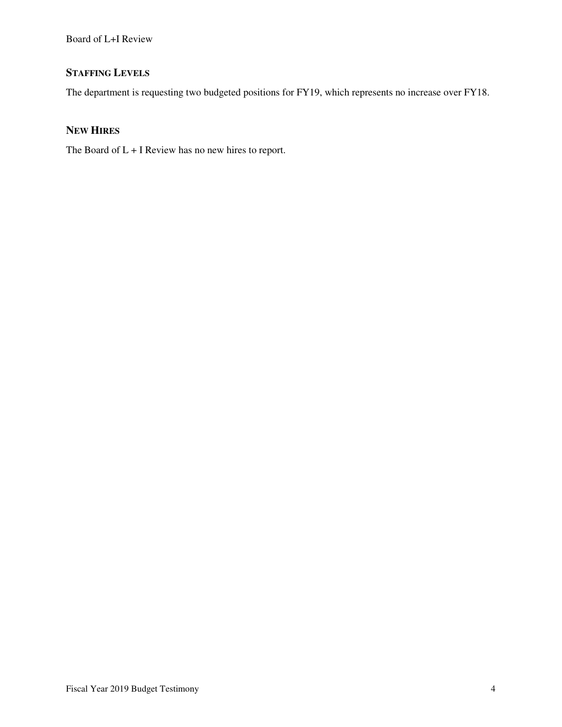## STAFFING LEVELS

The department is requesting two budgeted positions for FY19, which represents no increase over FY18.

## NEW HIRES

The Board of L + I Review has no new hires to report.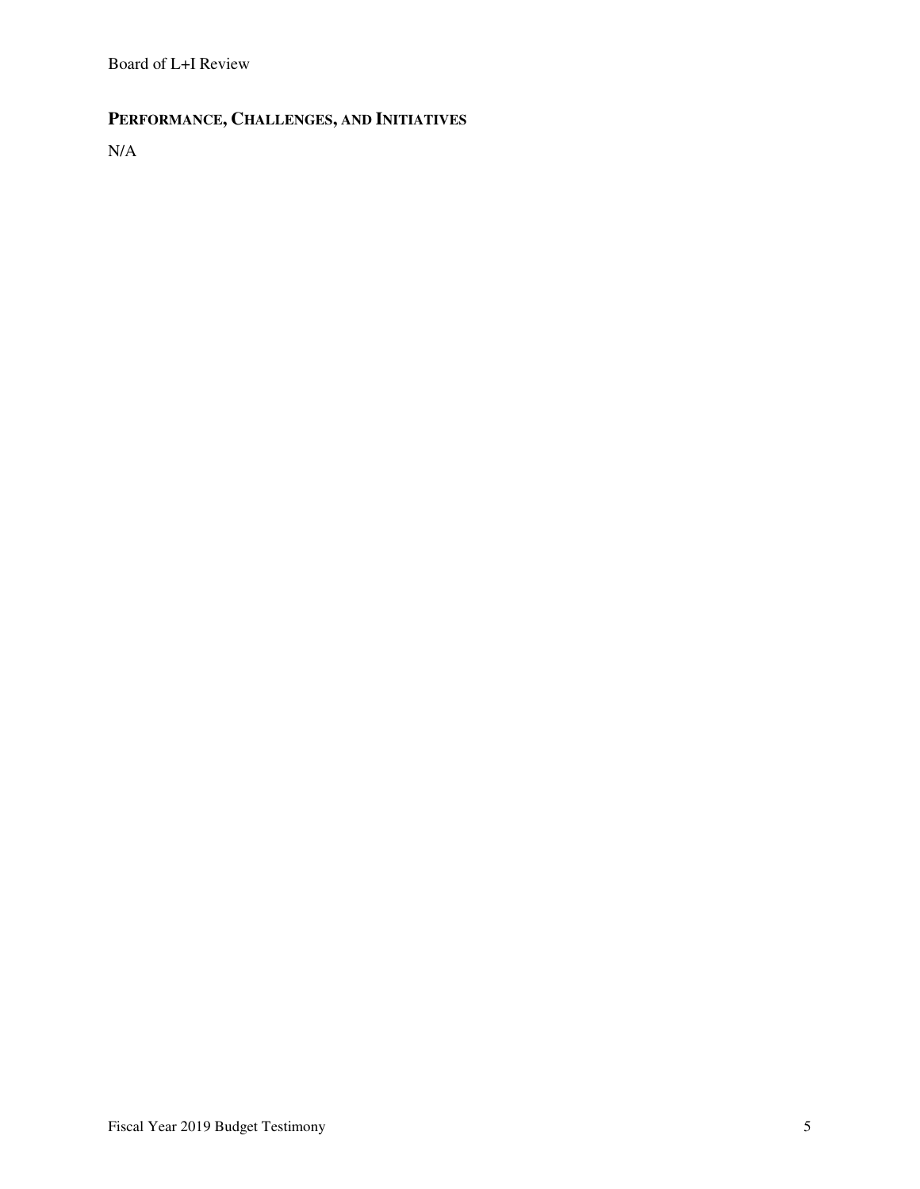## PERFORMANCE, CHALLENGES, AND INITIATIVES

N/A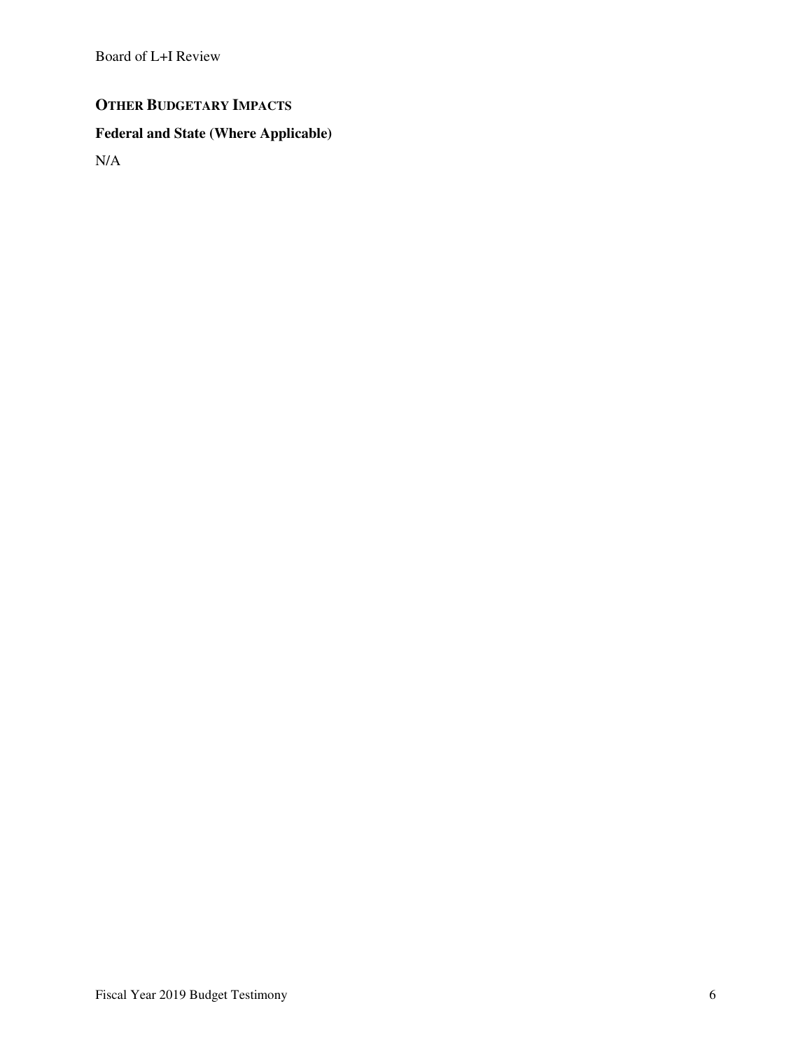## Other Budgetary Impacts

### Federal and State (Where Applicable)

N/A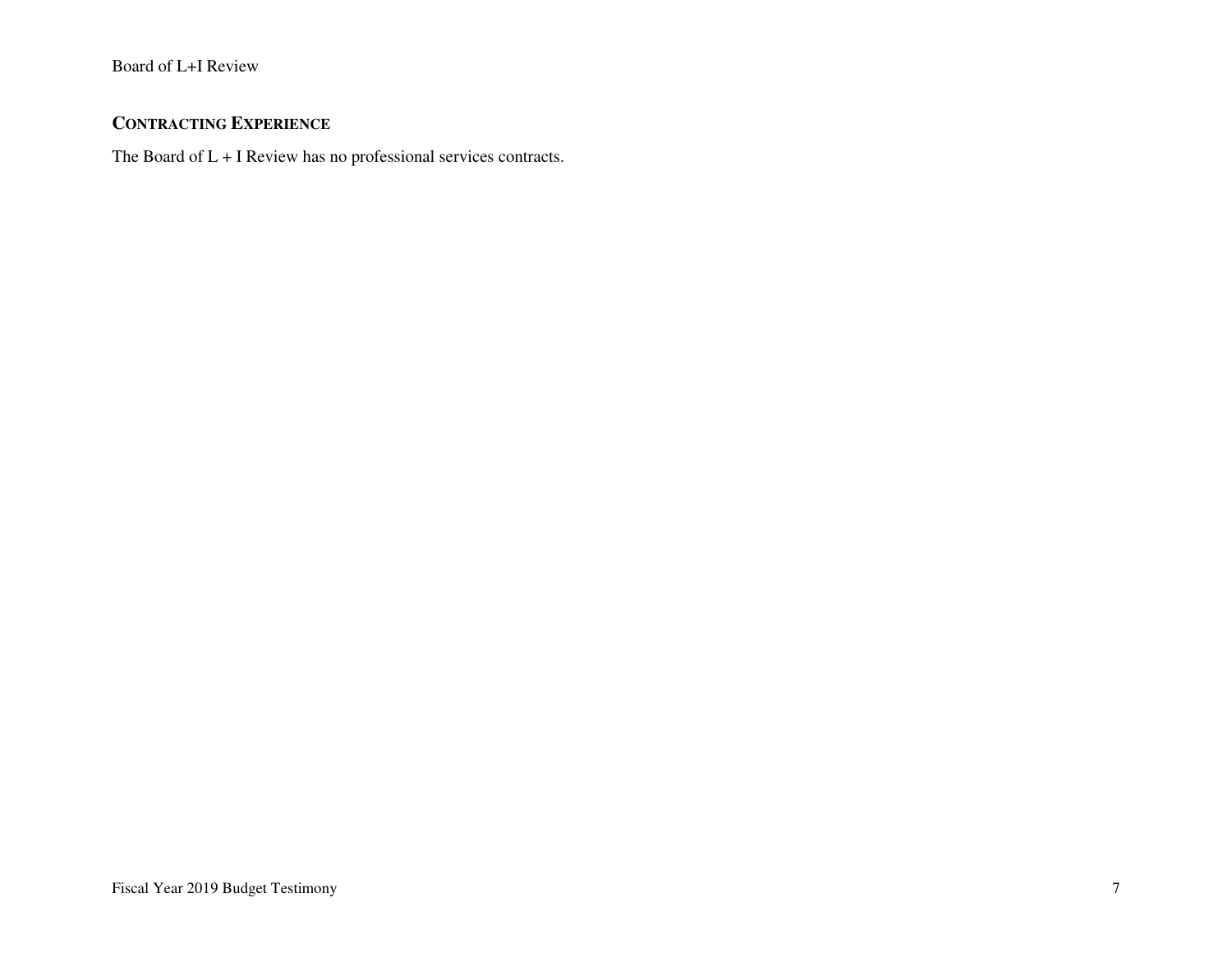## Contracting Experience

The Board of L + I Review has no professional services contracts.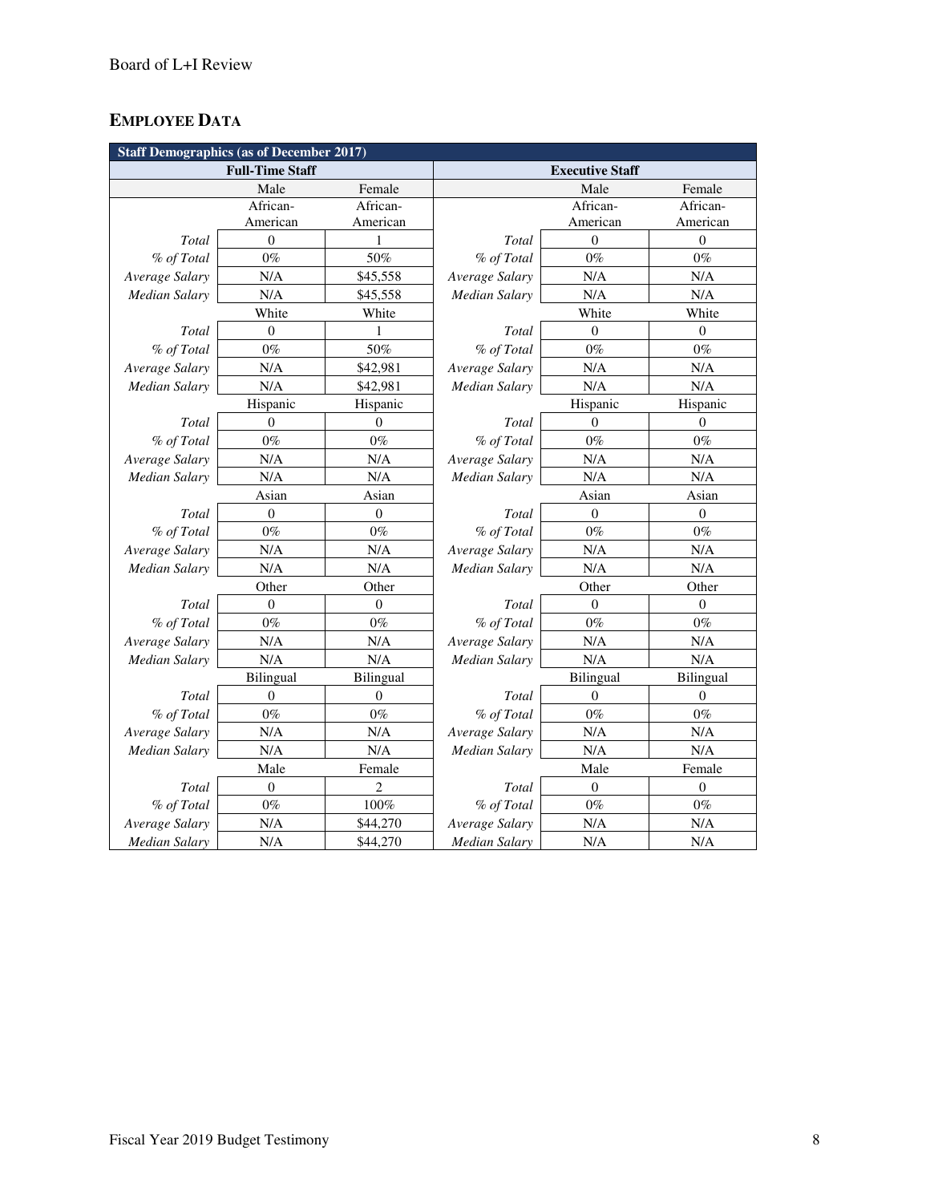## EMPLOYEE DATA

| Staff Demographics (as of December 2017) | | | | | |
|---|---|---|---|---|---|
| Full-Time Staff | | | Executive Staff | | |
| | Male | Female | | Male | Female |
| | African-American | African-American | | African-American | African-American |
| *Total* | 0 | 1 | *Total* | 0 | 0 |
| *% of Total* | 0% | 50% | *% of Total* | 0% | 0% |
| *Average Salary* | N/A | $45,558 | *Average Salary* | N/A | N/A |
| *Median Salary* | N/A | $45,558 | *Median Salary* | N/A | N/A |
| | White | White | | White | White |
| *Total* | 0 | 1 | *Total* | 0 | 0 |
| *% of Total* | 0% | 50% | *% of Total* | 0% | 0% |
| *Average Salary* | N/A | $42,981 | *Average Salary* | N/A | N/A |
| *Median Salary* | N/A | $42,981 | *Median Salary* | N/A | N/A |
| | Hispanic | Hispanic | | Hispanic | Hispanic |
| *Total* | 0 | 0 | *Total* | 0 | 0 |
| *% of Total* | 0% | 0% | *% of Total* | 0% | 0% |
| *Average Salary* | N/A | N/A | *Average Salary* | N/A | N/A |
| *Median Salary* | N/A | N/A | *Median Salary* | N/A | N/A |
| | Asian | Asian | | Asian | Asian |
| *Total* | 0 | 0 | *Total* | 0 | 0 |
| *% of Total* | 0% | 0% | *% of Total* | 0% | 0% |
| *Average Salary* | N/A | N/A | *Average Salary* | N/A | N/A |
| *Median Salary* | N/A | N/A | *Median Salary* | N/A | N/A |
| | Other | Other | | Other | Other |
| *Total* | 0 | 0 | *Total* | 0 | 0 |
| *% of Total* | 0% | 0% | *% of Total* | 0% | 0% |
| *Average Salary* | N/A | N/A | *Average Salary* | N/A | N/A |
| *Median Salary* | N/A | N/A | *Median Salary* | N/A | N/A |
| | Bilingual | Bilingual | | Bilingual | Bilingual |
| *Total* | 0 | 0 | *Total* | 0 | 0 |
| *% of Total* | 0% | 0% | *% of Total* | 0% | 0% |
| *Average Salary* | N/A | N/A | *Average Salary* | N/A | N/A |
| *Median Salary* | N/A | N/A | *Median Salary* | N/A | N/A |
| | Male | Female | | Male | Female |
| *Total* | 0 | 2 | *Total* | 0 | 0 |
| *% of Total* | 0% | 100% | *% of Total* | 0% | 0% |
| *Average Salary* | N/A | $44,270 | *Average Salary* | N/A | N/A |
| *Median Salary* | N/A | $44,270 | *Median Salary* | N/A | N/A |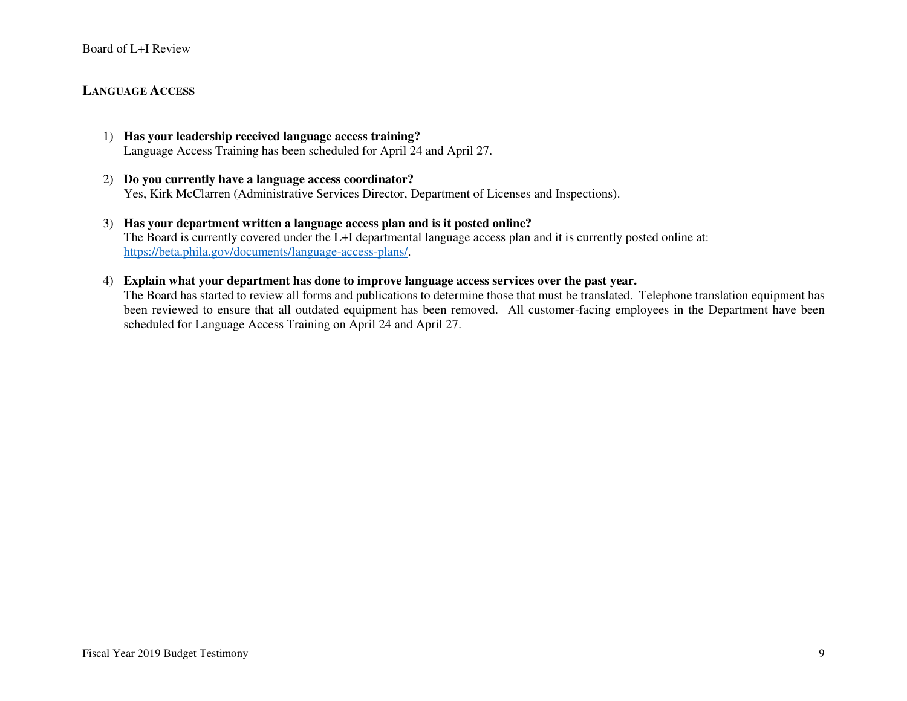## LANGUAGE ACCESS

1) **Has your leadership received language access training?**
   Language Access Training has been scheduled for April 24 and April 27.

2) **Do you currently have a language access coordinator?**
   Yes, Kirk McClarren (Administrative Services Director, Department of Licenses and Inspections).

3) **Has your department written a language access plan and is it posted online?**
   The Board is currently covered under the L+I departmental language access plan and it is currently posted online at: https://beta.phila.gov/documents/language-access-plans/.

4) **Explain what your department has done to improve language access services over the past year.**
   The Board has started to review all forms and publications to determine those that must be translated. Telephone translation equipment has been reviewed to ensure that all outdated equipment has been removed. All customer-facing employees in the Department have been scheduled for Language Access Training on April 24 and April 27.